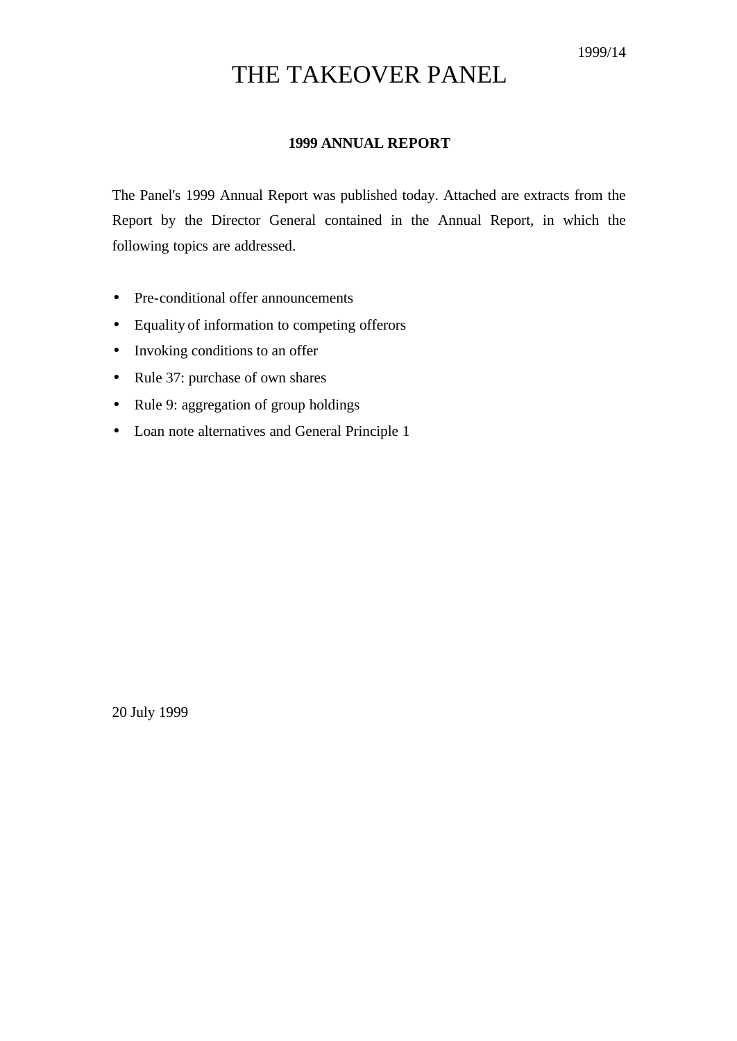1999/14

# THE TAKEOVER PANEL

## 1999 ANNUAL REPORT

The Panel's 1999 Annual Report was published today. Attached are extracts from the Report by the Director General contained in the Annual Report, in which the following topics are addressed.

- Pre-conditional offer announcements
- Equality of information to competing offerors
- Invoking conditions to an offer
- Rule 37: purchase of own shares
- Rule 9: aggregation of group holdings
- Loan note alternatives and General Principle 1

20 July 1999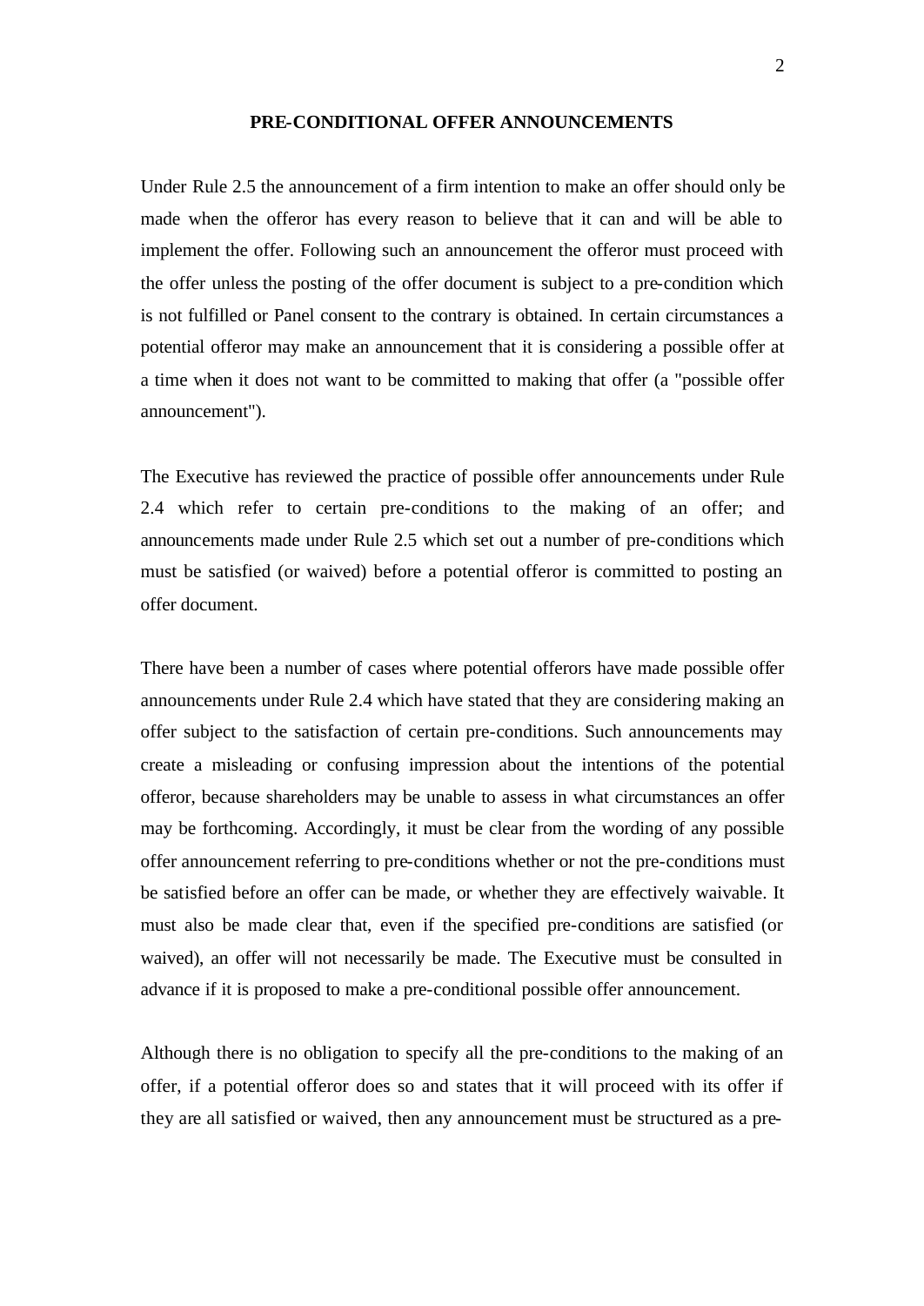## PRE-CONDITIONAL OFFER ANNOUNCEMENTS

Under Rule 2.5 the announcement of a firm intention to make an offer should only be made when the offeror has every reason to believe that it can and will be able to implement the offer. Following such an announcement the offeror must proceed with the offer unless the posting of the offer document is subject to a pre-condition which is not fulfilled or Panel consent to the contrary is obtained. In certain circumstances a potential offeror may make an announcement that it is considering a possible offer at a time when it does not want to be committed to making that offer (a "possible offer announcement").

The Executive has reviewed the practice of possible offer announcements under Rule 2.4 which refer to certain pre-conditions to the making of an offer; and announcements made under Rule 2.5 which set out a number of pre-conditions which must be satisfied (or waived) before a potential offeror is committed to posting an offer document.

There have been a number of cases where potential offerors have made possible offer announcements under Rule 2.4 which have stated that they are considering making an offer subject to the satisfaction of certain pre-conditions. Such announcements may create a misleading or confusing impression about the intentions of the potential offeror, because shareholders may be unable to assess in what circumstances an offer may be forthcoming. Accordingly, it must be clear from the wording of any possible offer announcement referring to pre-conditions whether or not the pre-conditions must be satisfied before an offer can be made, or whether they are effectively waivable. It must also be made clear that, even if the specified pre-conditions are satisfied (or waived), an offer will not necessarily be made. The Executive must be consulted in advance if it is proposed to make a pre-conditional possible offer announcement.

Although there is no obligation to specify all the pre-conditions to the making of an offer, if a potential offeror does so and states that it will proceed with its offer if they are all satisfied or waived, then any announcement must be structured as a pre-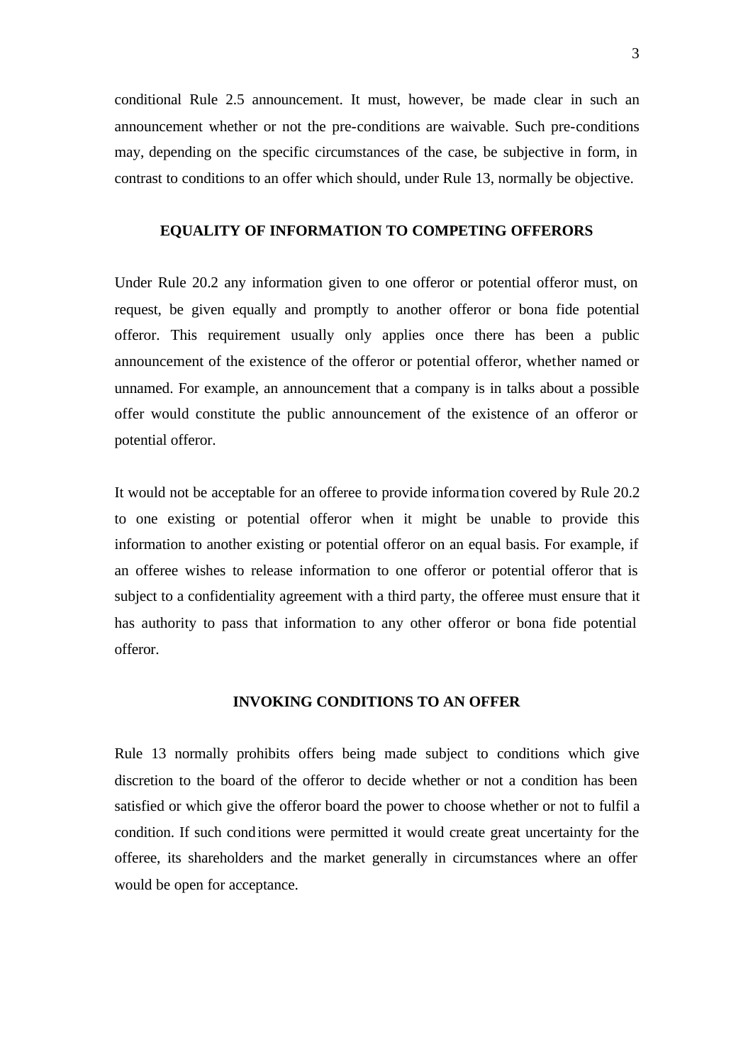conditional Rule 2.5 announcement. It must, however, be made clear in such an announcement whether or not the pre-conditions are waivable. Such pre-conditions may, depending on the specific circumstances of the case, be subjective in form, in contrast to conditions to an offer which should, under Rule 13, normally be objective.

## EQUALITY OF INFORMATION TO COMPETING OFFERORS

Under Rule 20.2 any information given to one offeror or potential offeror must, on request, be given equally and promptly to another offeror or bona fide potential offeror. This requirement usually only applies once there has been a public announcement of the existence of the offeror or potential offeror, whether named or unnamed. For example, an announcement that a company is in talks about a possible offer would constitute the public announcement of the existence of an offeror or potential offeror.

It would not be acceptable for an offeree to provide information covered by Rule 20.2 to one existing or potential offeror when it might be unable to provide this information to another existing or potential offeror on an equal basis. For example, if an offeree wishes to release information to one offeror or potential offeror that is subject to a confidentiality agreement with a third party, the offeree must ensure that it has authority to pass that information to any other offeror or bona fide potential offeror.

## INVOKING CONDITIONS TO AN OFFER

Rule 13 normally prohibits offers being made subject to conditions which give discretion to the board of the offeror to decide whether or not a condition has been satisfied or which give the offeror board the power to choose whether or not to fulfil a condition. If such conditions were permitted it would create great uncertainty for the offeree, its shareholders and the market generally in circumstances where an offer would be open for acceptance.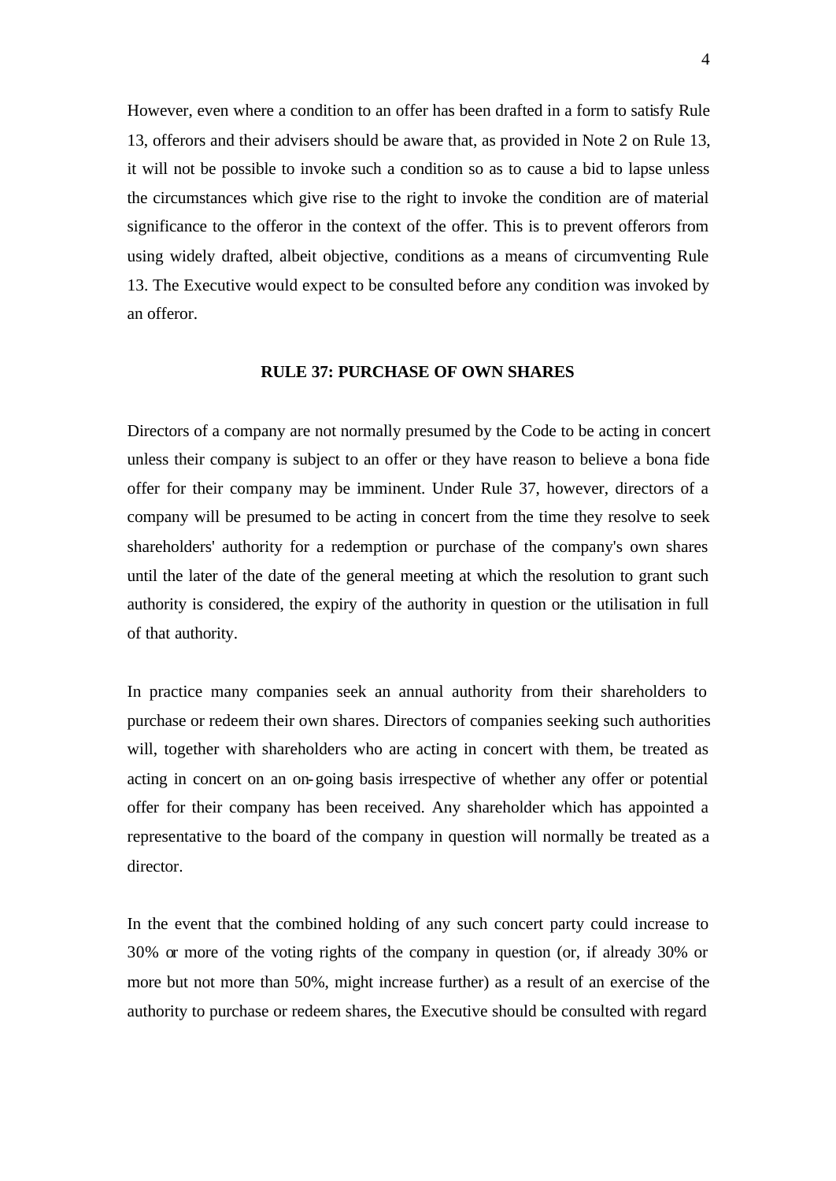However, even where a condition to an offer has been drafted in a form to satisfy Rule 13, offerors and their advisers should be aware that, as provided in Note 2 on Rule 13, it will not be possible to invoke such a condition so as to cause a bid to lapse unless the circumstances which give rise to the right to invoke the condition are of material significance to the offeror in the context of the offer. This is to prevent offerors from using widely drafted, albeit objective, conditions as a means of circumventing Rule 13. The Executive would expect to be consulted before any condition was invoked by an offeror.

## RULE 37: PURCHASE OF OWN SHARES

Directors of a company are not normally presumed by the Code to be acting in concert unless their company is subject to an offer or they have reason to believe a bona fide offer for their company may be imminent. Under Rule 37, however, directors of a company will be presumed to be acting in concert from the time they resolve to seek shareholders' authority for a redemption or purchase of the company's own shares until the later of the date of the general meeting at which the resolution to grant such authority is considered, the expiry of the authority in question or the utilisation in full of that authority.

In practice many companies seek an annual authority from their shareholders to purchase or redeem their own shares. Directors of companies seeking such authorities will, together with shareholders who are acting in concert with them, be treated as acting in concert on an on-going basis irrespective of whether any offer or potential offer for their company has been received. Any shareholder which has appointed a representative to the board of the company in question will normally be treated as a director.

In the event that the combined holding of any such concert party could increase to 30% or more of the voting rights of the company in question (or, if already 30% or more but not more than 50%, might increase further) as a result of an exercise of the authority to purchase or redeem shares, the Executive should be consulted with regard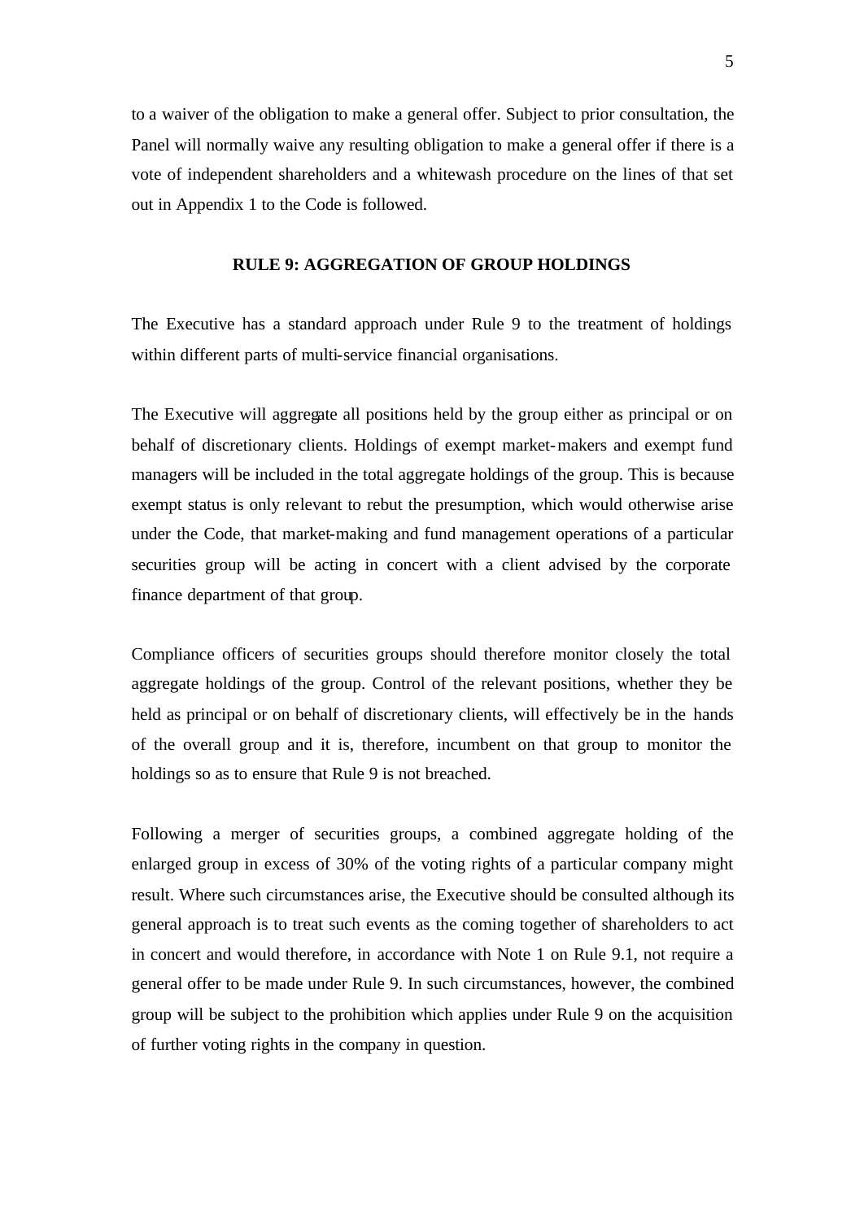to a waiver of the obligation to make a general offer. Subject to prior consultation, the Panel will normally waive any resulting obligation to make a general offer if there is a vote of independent shareholders and a whitewash procedure on the lines of that set out in Appendix 1 to the Code is followed.

## RULE 9: AGGREGATION OF GROUP HOLDINGS

The Executive has a standard approach under Rule 9 to the treatment of holdings within different parts of multi-service financial organisations.

The Executive will aggregate all positions held by the group either as principal or on behalf of discretionary clients. Holdings of exempt market-makers and exempt fund managers will be included in the total aggregate holdings of the group. This is because exempt status is only relevant to rebut the presumption, which would otherwise arise under the Code, that market-making and fund management operations of a particular securities group will be acting in concert with a client advised by the corporate finance department of that group.

Compliance officers of securities groups should therefore monitor closely the total aggregate holdings of the group. Control of the relevant positions, whether they be held as principal or on behalf of discretionary clients, will effectively be in the hands of the overall group and it is, therefore, incumbent on that group to monitor the holdings so as to ensure that Rule 9 is not breached.

Following a merger of securities groups, a combined aggregate holding of the enlarged group in excess of 30% of the voting rights of a particular company might result. Where such circumstances arise, the Executive should be consulted although its general approach is to treat such events as the coming together of shareholders to act in concert and would therefore, in accordance with Note 1 on Rule 9.1, not require a general offer to be made under Rule 9. In such circumstances, however, the combined group will be subject to the prohibition which applies under Rule 9 on the acquisition of further voting rights in the company in question.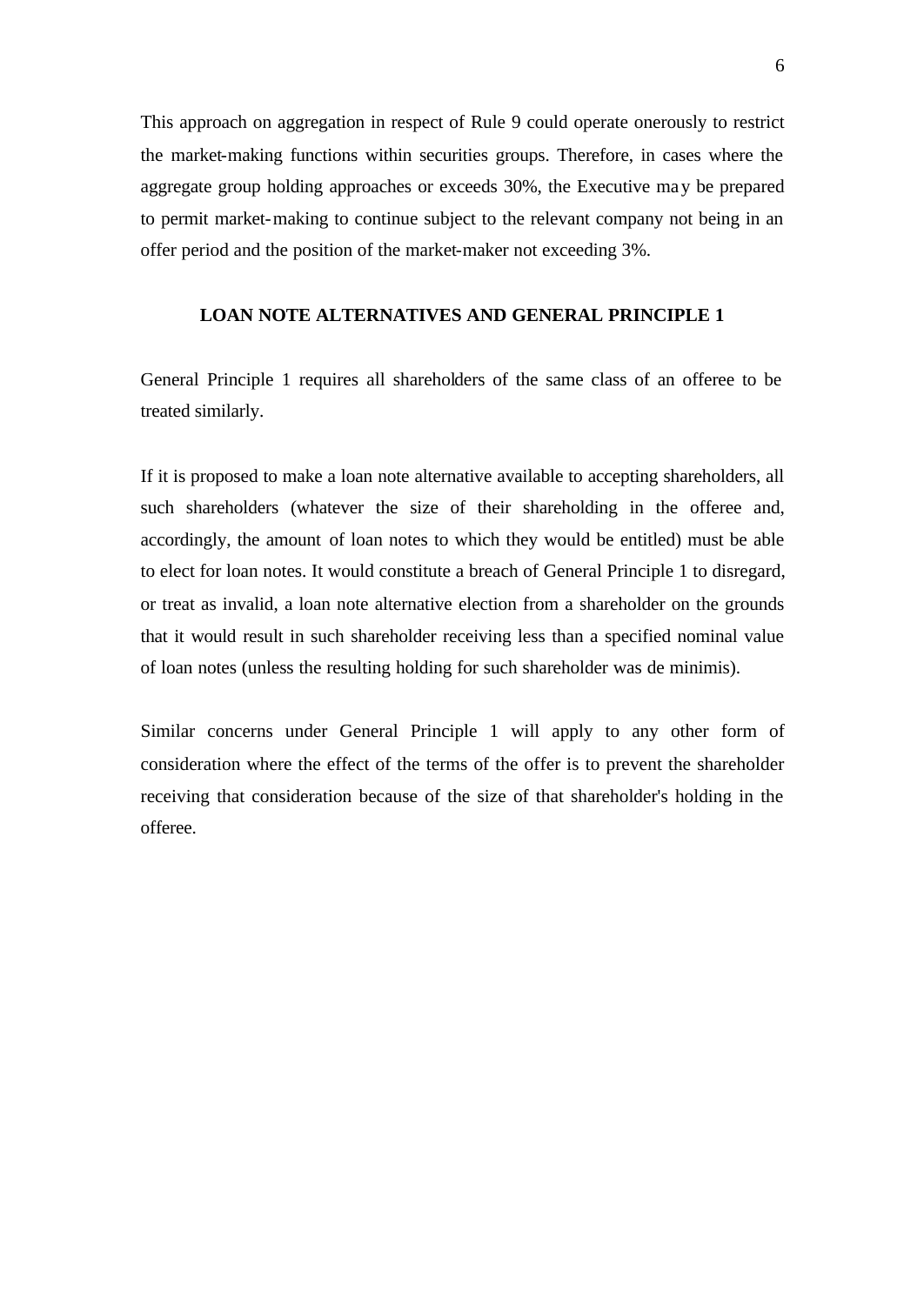This approach on aggregation in respect of Rule 9 could operate onerously to restrict the market-making functions within securities groups. Therefore, in cases where the aggregate group holding approaches or exceeds 30%, the Executive may be prepared to permit market-making to continue subject to the relevant company not being in an offer period and the position of the market-maker not exceeding 3%.

## LOAN NOTE ALTERNATIVES AND GENERAL PRINCIPLE 1

General Principle 1 requires all shareholders of the same class of an offeree to be treated similarly.

If it is proposed to make a loan note alternative available to accepting shareholders, all such shareholders (whatever the size of their shareholding in the offeree and, accordingly, the amount of loan notes to which they would be entitled) must be able to elect for loan notes. It would constitute a breach of General Principle 1 to disregard, or treat as invalid, a loan note alternative election from a shareholder on the grounds that it would result in such shareholder receiving less than a specified nominal value of loan notes (unless the resulting holding for such shareholder was de minimis).

Similar concerns under General Principle 1 will apply to any other form of consideration where the effect of the terms of the offer is to prevent the shareholder receiving that consideration because of the size of that shareholder's holding in the offeree.